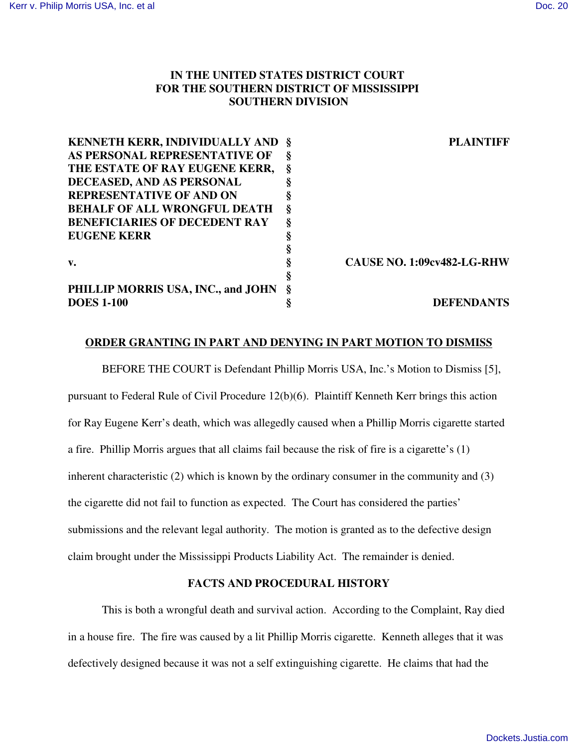# IN THE UNITED STATES DISTRICT COURT FOR THE SOUTHERN DISTRICT OF MISSISSIPPI SOUTHERN DIVISION

| | | |
|---|---|---|
| **KENNETH KERR, INDIVIDUALLY AND AS PERSONAL REPRESENTATIVE OF THE ESTATE OF RAY EUGENE KERR, DECEASED, AND AS PERSONAL REPRESENTATIVE OF AND ON BEHALF OF ALL WRONGFUL DEATH BENEFICIARIES OF DECEDENT RAY EUGENE KERR** | § | **PLAINTIFF** |
| **v.** | § | **CAUSE NO. 1:09cv482-LG-RHW** |
| **PHILLIP MORRIS USA, INC., and JOHN DOES 1-100** | § | **DEFENDANTS** |

## ORDER GRANTING IN PART AND DENYING IN PART MOTION TO DISMISS

BEFORE THE COURT is Defendant Phillip Morris USA, Inc.'s Motion to Dismiss [5], pursuant to Federal Rule of Civil Procedure 12(b)(6). Plaintiff Kenneth Kerr brings this action for Ray Eugene Kerr's death, which was allegedly caused when a Phillip Morris cigarette started a fire. Phillip Morris argues that all claims fail because the risk of fire is a cigarette's (1) inherent characteristic (2) which is known by the ordinary consumer in the community and (3) the cigarette did not fail to function as expected. The Court has considered the parties' submissions and the relevant legal authority. The motion is granted as to the defective design claim brought under the Mississippi Products Liability Act. The remainder is denied.

## FACTS AND PROCEDURAL HISTORY

This is both a wrongful death and survival action. According to the Complaint, Ray died in a house fire. The fire was caused by a lit Phillip Morris cigarette. Kenneth alleges that it was defectively designed because it was not a self extinguishing cigarette. He claims that had the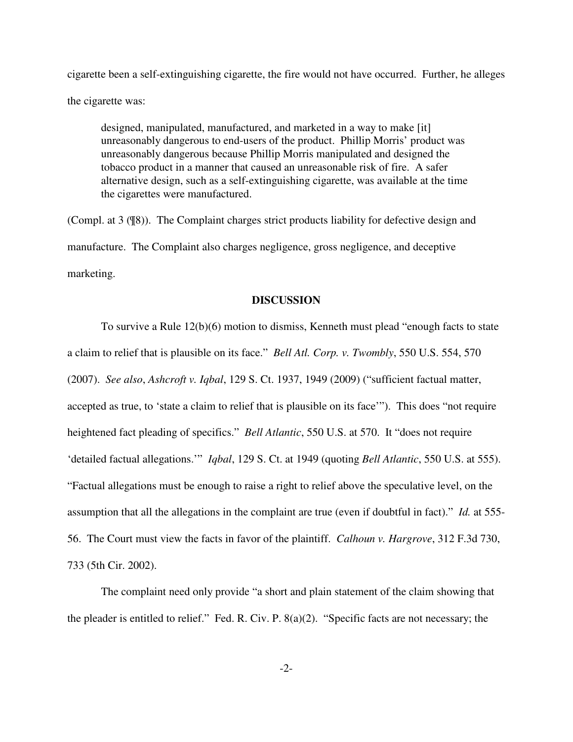cigarette been a self-extinguishing cigarette, the fire would not have occurred. Further, he alleges the cigarette was:

> designed, manipulated, manufactured, and marketed in a way to make [it] unreasonably dangerous to end-users of the product. Phillip Morris' product was unreasonably dangerous because Phillip Morris manipulated and designed the tobacco product in a manner that caused an unreasonable risk of fire. A safer alternative design, such as a self-extinguishing cigarette, was available at the time the cigarettes were manufactured.

(Compl. at 3 (¶8)). The Complaint charges strict products liability for defective design and manufacture. The Complaint also charges negligence, gross negligence, and deceptive marketing.

## DISCUSSION

To survive a Rule 12(b)(6) motion to dismiss, Kenneth must plead "enough facts to state a claim to relief that is plausible on its face." *Bell Atl. Corp. v. Twombly*, 550 U.S. 554, 570 (2007). *See also*, *Ashcroft v. Iqbal*, 129 S. Ct. 1937, 1949 (2009) ("sufficient factual matter, accepted as true, to 'state a claim to relief that is plausible on its face'"). This does "not require heightened fact pleading of specifics." *Bell Atlantic*, 550 U.S. at 570. It "does not require 'detailed factual allegations.'" *Iqbal*, 129 S. Ct. at 1949 (quoting *Bell Atlantic*, 550 U.S. at 555). "Factual allegations must be enough to raise a right to relief above the speculative level, on the assumption that all the allegations in the complaint are true (even if doubtful in fact)." *Id.* at 555-56. The Court must view the facts in favor of the plaintiff. *Calhoun v. Hargrove*, 312 F.3d 730, 733 (5th Cir. 2002).

The complaint need only provide "a short and plain statement of the claim showing that the pleader is entitled to relief." Fed. R. Civ. P. 8(a)(2). "Specific facts are not necessary; the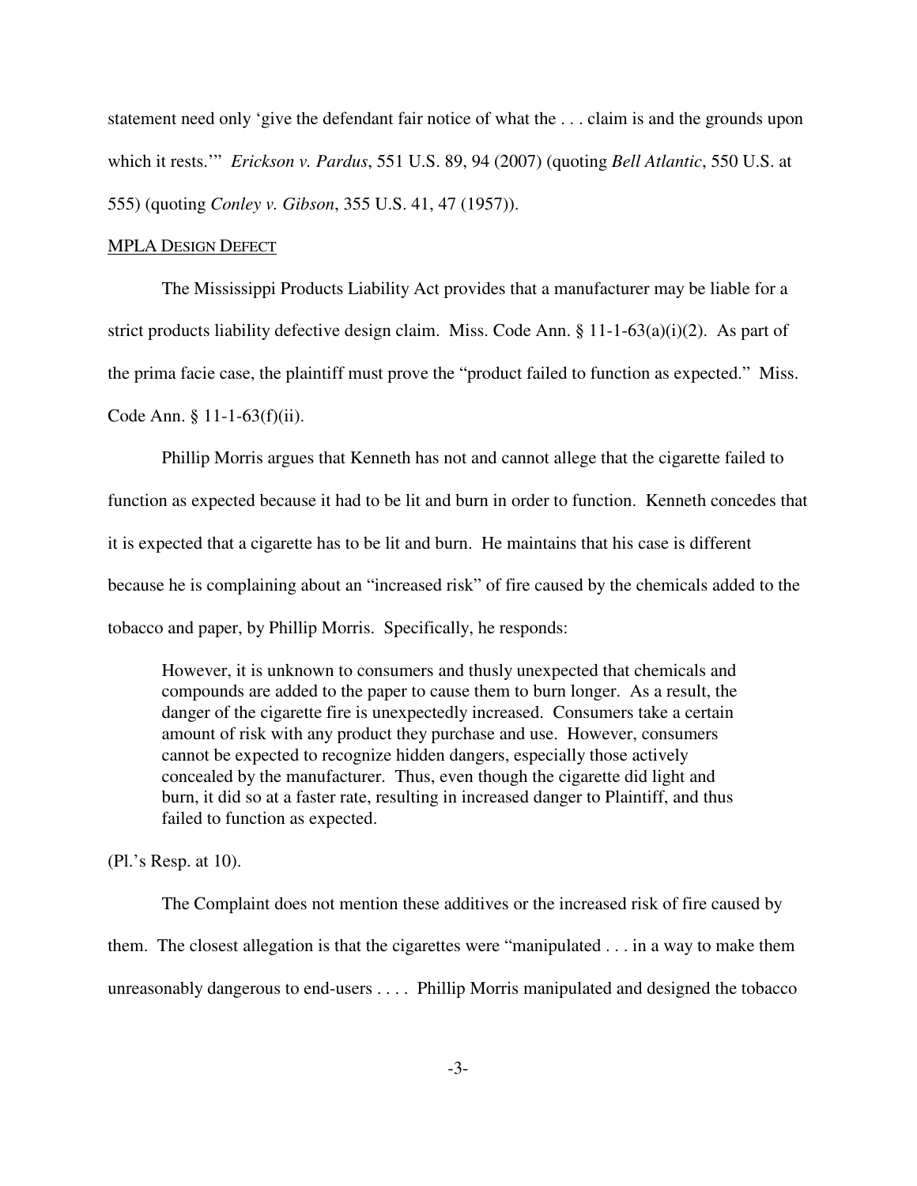statement need only 'give the defendant fair notice of what the . . . claim is and the grounds upon which it rests.'" *Erickson v. Pardus*, 551 U.S. 89, 94 (2007) (quoting *Bell Atlantic*, 550 U.S. at 555) (quoting *Conley v. Gibson*, 355 U.S. 41, 47 (1957)).

MPLA DESIGN DEFECT

The Mississippi Products Liability Act provides that a manufacturer may be liable for a strict products liability defective design claim. Miss. Code Ann. § 11-1-63(a)(i)(2). As part of the prima facie case, the plaintiff must prove the "product failed to function as expected." Miss. Code Ann. § 11-1-63(f)(ii).

Phillip Morris argues that Kenneth has not and cannot allege that the cigarette failed to function as expected because it had to be lit and burn in order to function. Kenneth concedes that it is expected that a cigarette has to be lit and burn. He maintains that his case is different because he is complaining about an "increased risk" of fire caused by the chemicals added to the tobacco and paper, by Phillip Morris. Specifically, he responds:

> However, it is unknown to consumers and thusly unexpected that chemicals and compounds are added to the paper to cause them to burn longer. As a result, the danger of the cigarette fire is unexpectedly increased. Consumers take a certain amount of risk with any product they purchase and use. However, consumers cannot be expected to recognize hidden dangers, especially those actively concealed by the manufacturer. Thus, even though the cigarette did light and burn, it did so at a faster rate, resulting in increased danger to Plaintiff, and thus failed to function as expected.

(Pl.'s Resp. at 10).

The Complaint does not mention these additives or the increased risk of fire caused by them. The closest allegation is that the cigarettes were "manipulated . . . in a way to make them unreasonably dangerous to end-users . . . . Phillip Morris manipulated and designed the tobacco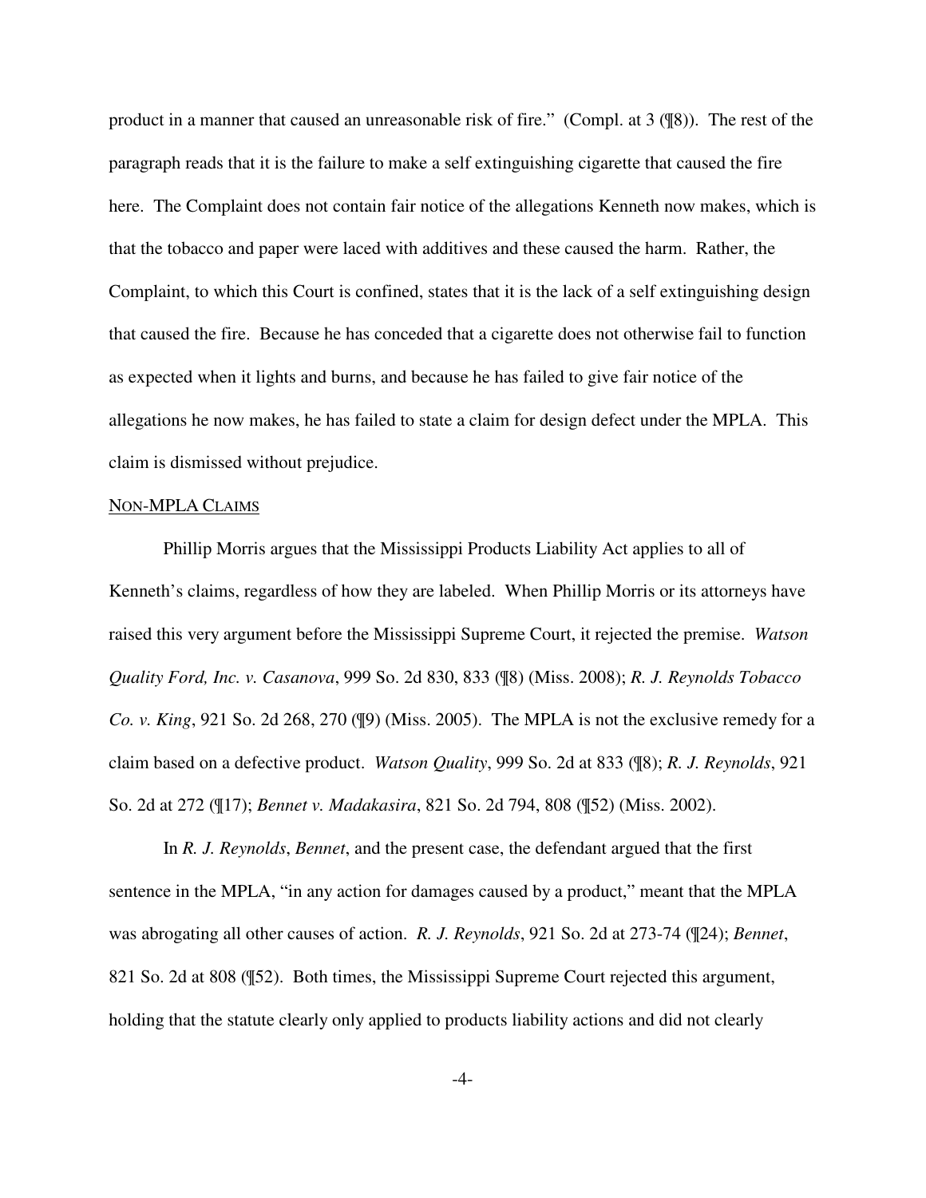product in a manner that caused an unreasonable risk of fire." (Compl. at 3 (¶8)). The rest of the paragraph reads that it is the failure to make a self extinguishing cigarette that caused the fire here. The Complaint does not contain fair notice of the allegations Kenneth now makes, which is that the tobacco and paper were laced with additives and these caused the harm. Rather, the Complaint, to which this Court is confined, states that it is the lack of a self extinguishing design that caused the fire. Because he has conceded that a cigarette does not otherwise fail to function as expected when it lights and burns, and because he has failed to give fair notice of the allegations he now makes, he has failed to state a claim for design defect under the MPLA. This claim is dismissed without prejudice.

NON-MPLA CLAIMS

Phillip Morris argues that the Mississippi Products Liability Act applies to all of Kenneth's claims, regardless of how they are labeled. When Phillip Morris or its attorneys have raised this very argument before the Mississippi Supreme Court, it rejected the premise. *Watson Quality Ford, Inc. v. Casanova*, 999 So. 2d 830, 833 (¶8) (Miss. 2008); *R. J. Reynolds Tobacco Co. v. King*, 921 So. 2d 268, 270 (¶9) (Miss. 2005). The MPLA is not the exclusive remedy for a claim based on a defective product. *Watson Quality*, 999 So. 2d at 833 (¶8); *R. J. Reynolds*, 921 So. 2d at 272 (¶17); *Bennet v. Madakasira*, 821 So. 2d 794, 808 (¶52) (Miss. 2002).

In *R. J. Reynolds*, *Bennet*, and the present case, the defendant argued that the first sentence in the MPLA, "in any action for damages caused by a product," meant that the MPLA was abrogating all other causes of action. *R. J. Reynolds*, 921 So. 2d at 273-74 (¶24); *Bennet*, 821 So. 2d at 808 (¶52). Both times, the Mississippi Supreme Court rejected this argument, holding that the statute clearly only applied to products liability actions and did not clearly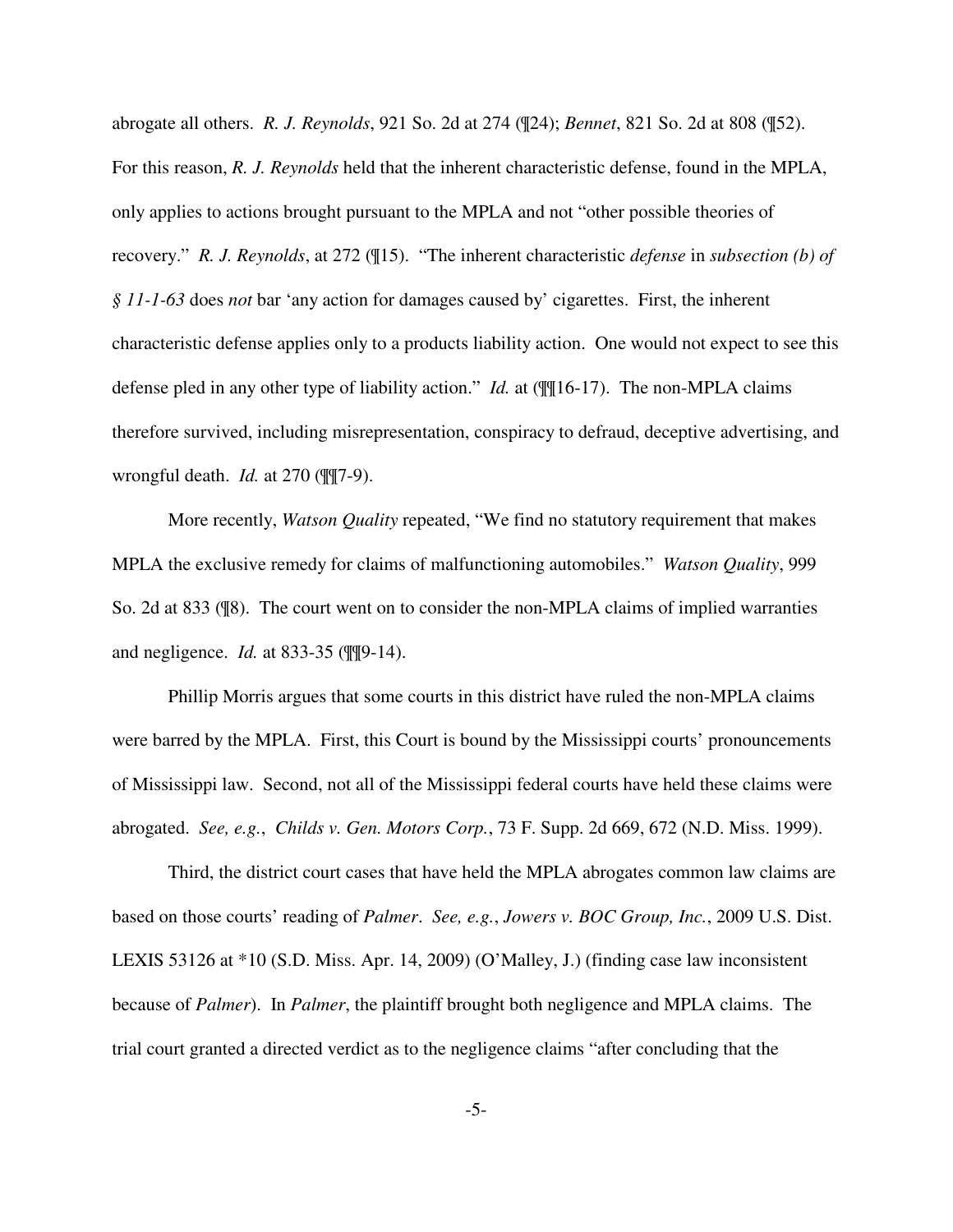abrogate all others. *R. J. Reynolds*, 921 So. 2d at 274 (¶24); *Bennet*, 821 So. 2d at 808 (¶52). For this reason, *R. J. Reynolds* held that the inherent characteristic defense, found in the MPLA, only applies to actions brought pursuant to the MPLA and not "other possible theories of recovery." *R. J. Reynolds*, at 272 (¶15). "The inherent characteristic *defense* in *subsection (b) of § 11-1-63* does *not* bar 'any action for damages caused by' cigarettes. First, the inherent characteristic defense applies only to a products liability action. One would not expect to see this defense pled in any other type of liability action." *Id.* at (¶¶16-17). The non-MPLA claims therefore survived, including misrepresentation, conspiracy to defraud, deceptive advertising, and wrongful death. *Id.* at 270 (¶¶7-9).

More recently, *Watson Quality* repeated, "We find no statutory requirement that makes MPLA the exclusive remedy for claims of malfunctioning automobiles." *Watson Quality*, 999 So. 2d at 833 (¶8). The court went on to consider the non-MPLA claims of implied warranties and negligence. *Id.* at 833-35 (¶¶9-14).

Phillip Morris argues that some courts in this district have ruled the non-MPLA claims were barred by the MPLA. First, this Court is bound by the Mississippi courts' pronouncements of Mississippi law. Second, not all of the Mississippi federal courts have held these claims were abrogated. *See, e.g.*, *Childs v. Gen. Motors Corp.*, 73 F. Supp. 2d 669, 672 (N.D. Miss. 1999).

Third, the district court cases that have held the MPLA abrogates common law claims are based on those courts' reading of *Palmer*. *See, e.g.*, *Jowers v. BOC Group, Inc.*, 2009 U.S. Dist. LEXIS 53126 at *10 (S.D. Miss. Apr. 14, 2009) (O'Malley, J.) (finding case law inconsistent because of *Palmer*). In *Palmer*, the plaintiff brought both negligence and MPLA claims. The trial court granted a directed verdict as to the negligence claims "after concluding that the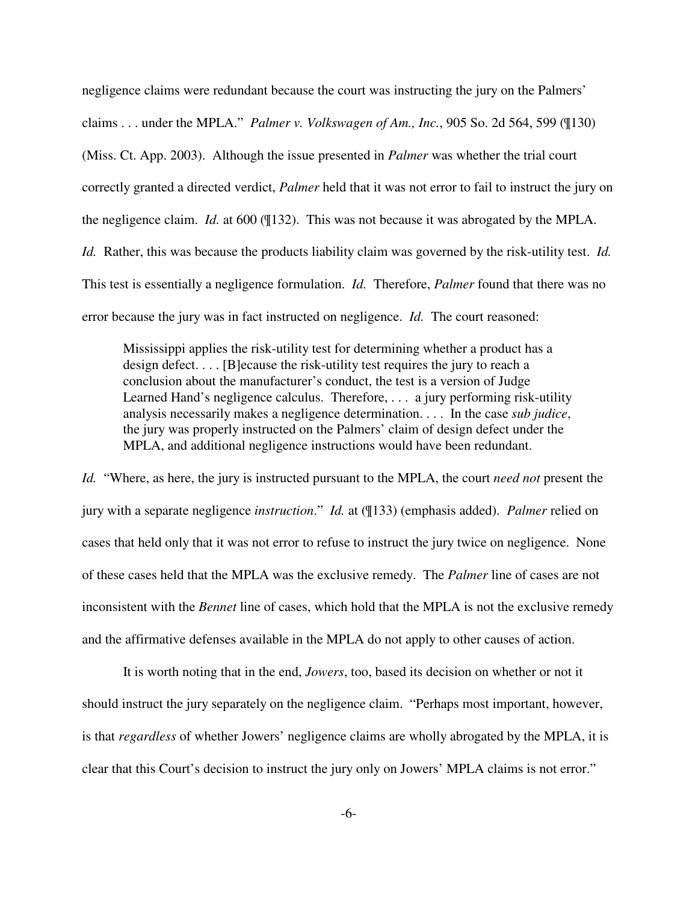negligence claims were redundant because the court was instructing the jury on the Palmers' claims . . . under the MPLA." *Palmer v. Volkswagen of Am., Inc.*, 905 So. 2d 564, 599 (¶130) (Miss. Ct. App. 2003). Although the issue presented in *Palmer* was whether the trial court correctly granted a directed verdict, *Palmer* held that it was not error to fail to instruct the jury on the negligence claim. *Id.* at 600 (¶132). This was not because it was abrogated by the MPLA. *Id.* Rather, this was because the products liability claim was governed by the risk-utility test. *Id.* This test is essentially a negligence formulation. *Id.* Therefore, *Palmer* found that there was no error because the jury was in fact instructed on negligence. *Id.* The court reasoned:

> Mississippi applies the risk-utility test for determining whether a product has a design defect. . . . [B]ecause the risk-utility test requires the jury to reach a conclusion about the manufacturer's conduct, the test is a version of Judge Learned Hand's negligence calculus. Therefore, . . . a jury performing risk-utility analysis necessarily makes a negligence determination. . . . In the case *sub judice*, the jury was properly instructed on the Palmers' claim of design defect under the MPLA, and additional negligence instructions would have been redundant.

*Id.* "Where, as here, the jury is instructed pursuant to the MPLA, the court *need not* present the jury with a separate negligence *instruction*." *Id.* at (¶133) (emphasis added). *Palmer* relied on cases that held only that it was not error to refuse to instruct the jury twice on negligence. None of these cases held that the MPLA was the exclusive remedy. The *Palmer* line of cases are not inconsistent with the *Bennet* line of cases, which hold that the MPLA is not the exclusive remedy and the affirmative defenses available in the MPLA do not apply to other causes of action.

It is worth noting that in the end, *Jowers*, too, based its decision on whether or not it should instruct the jury separately on the negligence claim. "Perhaps most important, however, is that *regardless* of whether Jowers' negligence claims are wholly abrogated by the MPLA, it is clear that this Court's decision to instruct the jury only on Jowers' MPLA claims is not error."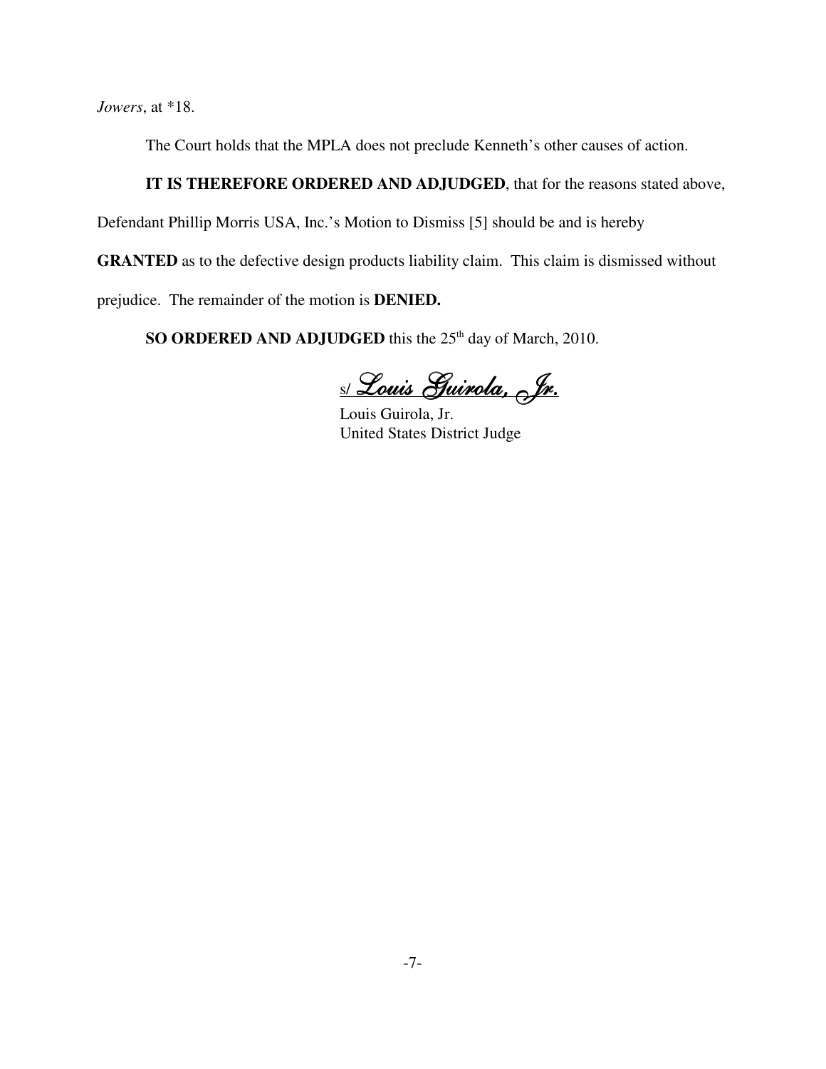*Jowers*, at *18.

The Court holds that the MPLA does not preclude Kenneth's other causes of action.

**IT IS THEREFORE ORDERED AND ADJUDGED**, that for the reasons stated above, Defendant Phillip Morris USA, Inc.'s Motion to Dismiss [5] should be and is hereby **GRANTED** as to the defective design products liability claim. This claim is dismissed without prejudice. The remainder of the motion is **DENIED.**

**SO ORDERED AND ADJUDGED** this the 25th day of March, 2010.

s/ *Louis Guirola, Jr.*
Louis Guirola, Jr.
United States District Judge